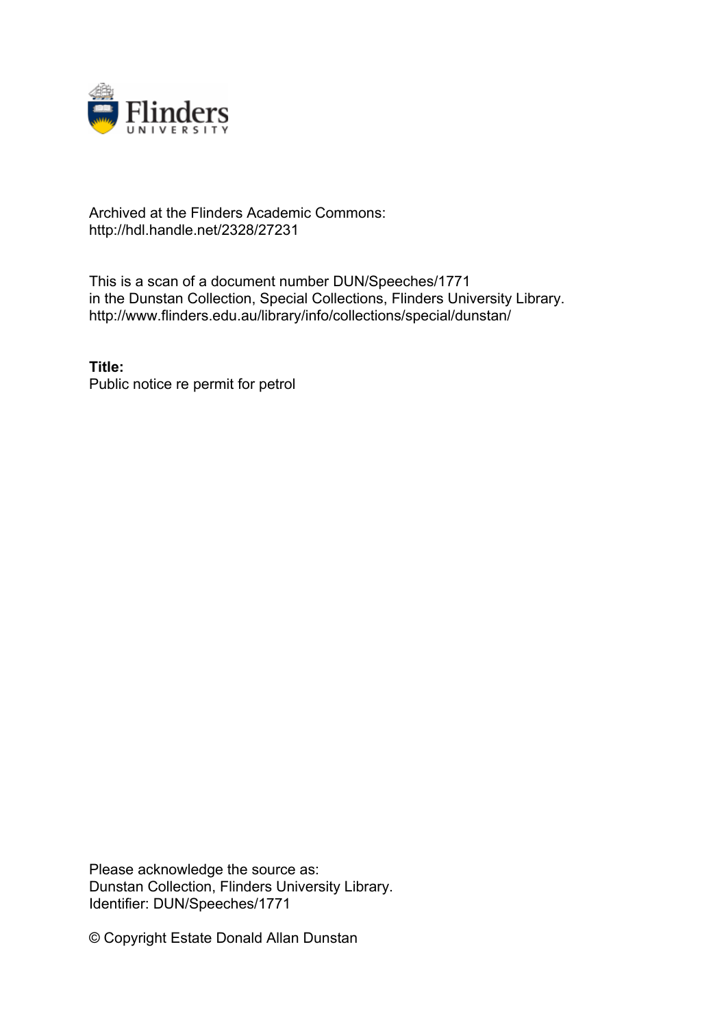Archived at the Flinders Academic Commons:
http://hdl.handle.net/2328/27231

This is a scan of a document number DUN/Speeches/1771
in the Dunstan Collection, Special Collections, Flinders University Library.
http://www.flinders.edu.au/library/info/collections/special/dunstan/

**Title:**
Public notice re permit for petrol

Please acknowledge the source as:
Dunstan Collection, Flinders University Library.
Identifier: DUN/Speeches/1771

© Copyright Estate Donald Allan Dunstan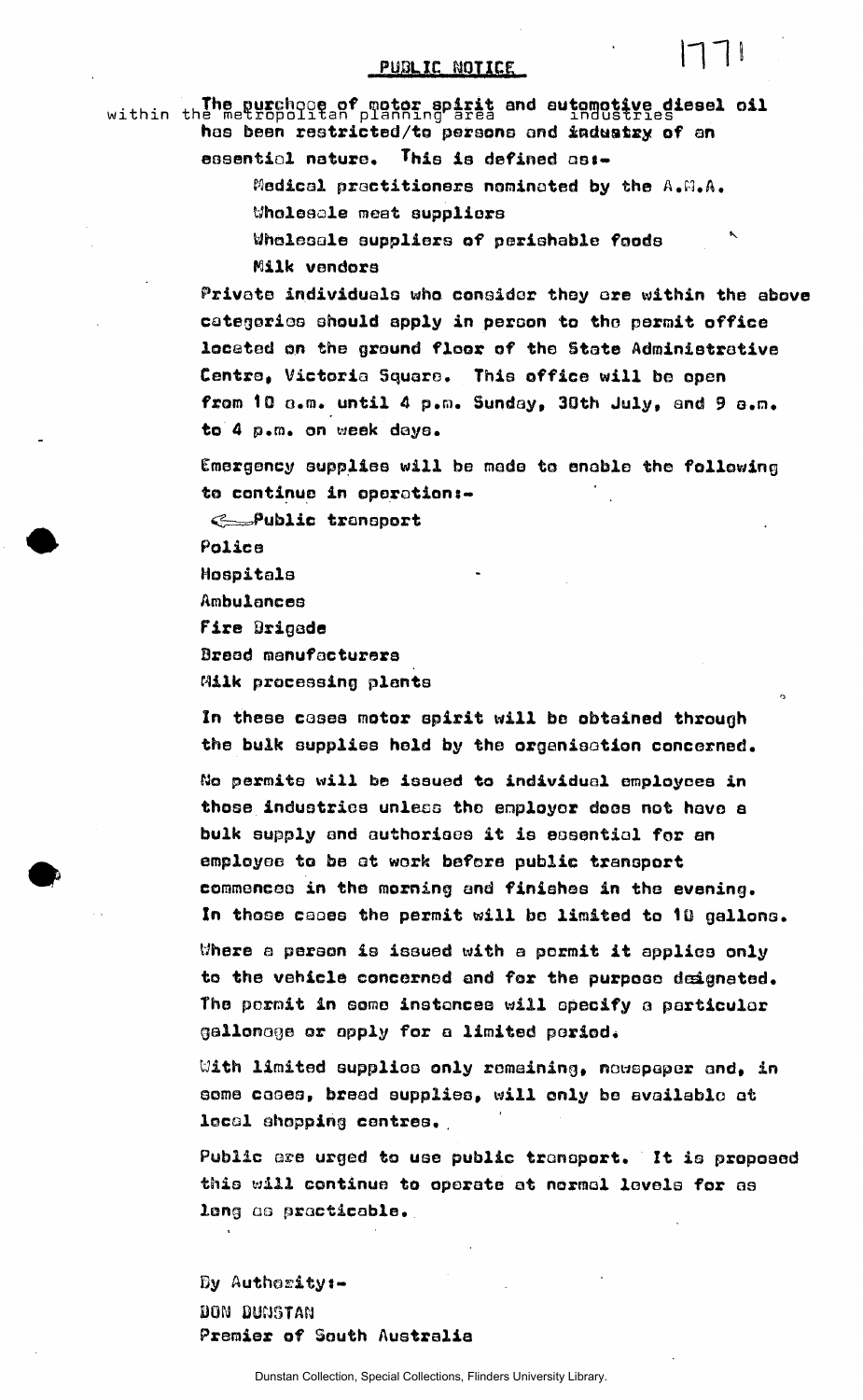## PUBLIC NOTICE

The purchase of motor spirit and automotive diesel oil within the metropolitan planning area has been restricted/to persons and industries of an essential nature. This is defined as:-

- Medical practitioners nominated by the A.M.A.
- Wholesale meat suppliers
- Wholesale suppliers of perishable foods
- Milk vendors

Private individuals who consider they are within the above categories should apply in person to the permit office located on the ground floor of the State Administrative Centre, Victoria Square. This office will be open from 10 a.m. until 4 p.m. Sunday, 30th July, and 9 a.m. to 4 p.m. on week days.

Emergency supplies will be made to enable the following to continue in operation:-

Public transport
Police
Hospitals
Ambulances
Fire Brigade
Bread manufacturers
Milk processing plants

In these cases motor spirit will be obtained through the bulk supplies held by the organisation concerned.

No permits will be issued to individual employees in those industries unless the employer does not have a bulk supply and authorises it is essential for an employee to be at work before public transport commences in the morning and finishes in the evening. In those cases the permit will be limited to 10 gallons.

Where a person is issued with a permit it applies only to the vehicle concerned and for the purpose designated. The permit in some instances will specify a particular gallonage or apply for a limited period.

With limited supplies only remaining, newspaper and, in some cases, bread supplies, will only be available at local shopping centres.

Public are urged to use public transport. It is proposed this will continue to operate at normal levels for as long as practicable.

By Authority:-
DON DUNSTAN
Premier of South Australia

Dunstan Collection, Special Collections, Flinders University Library.